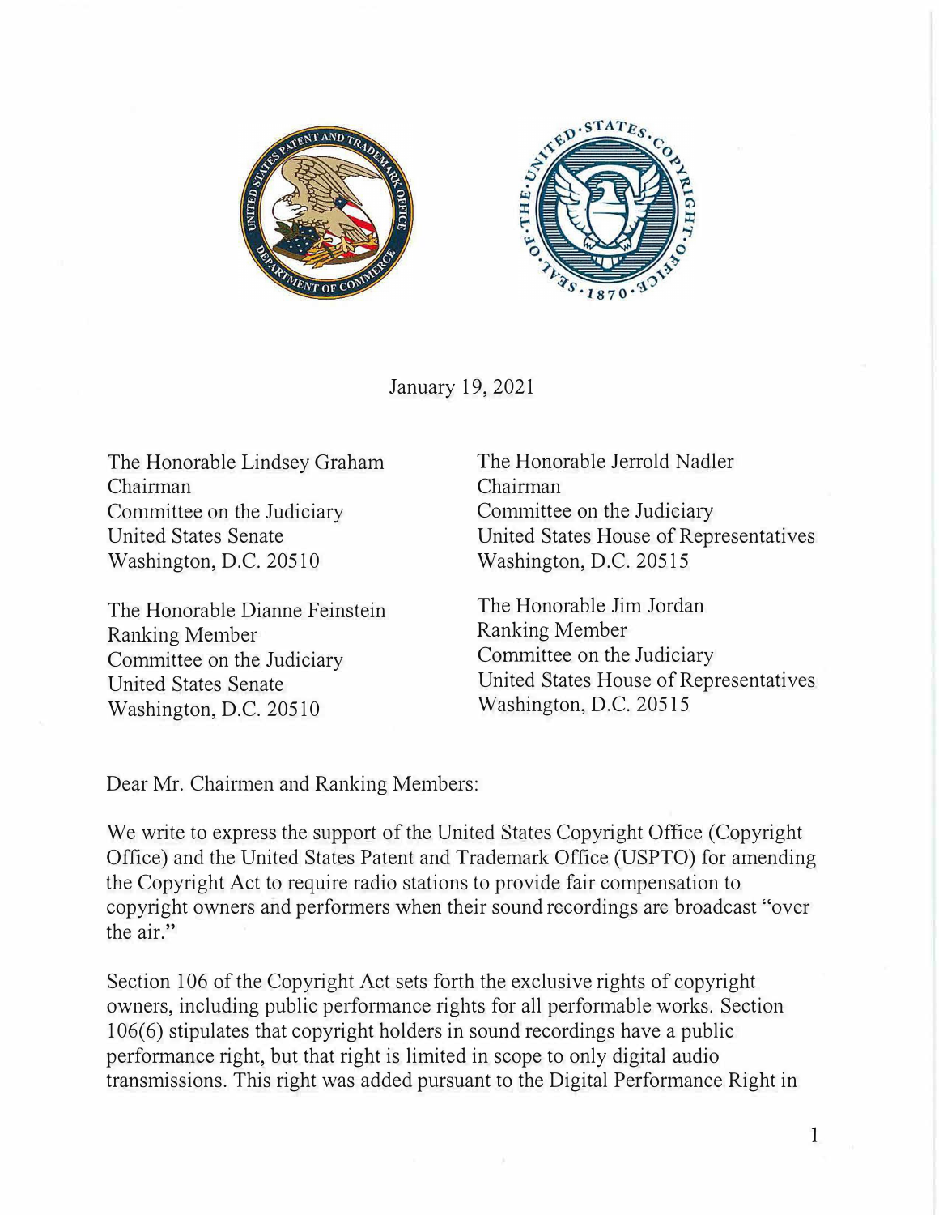January 19, 2021

The Honorable Lindsey Graham
Chairman
Committee on the Judiciary
United States Senate
Washington, D.C. 20510

The Honorable Dianne Feinstein
Ranking Member
Committee on the Judiciary
United States Senate
Washington, D.C. 20510

The Honorable Jerrold Nadler
Chairman
Committee on the Judiciary
United States House of Representatives
Washington, D.C. 20515

The Honorable Jim Jordan
Ranking Member
Committee on the Judiciary
United States House of Representatives
Washington, D.C. 20515

Dear Mr. Chairmen and Ranking Members:

We write to express the support of the United States Copyright Office (Copyright Office) and the United States Patent and Trademark Office (USPTO) for amending the Copyright Act to require radio stations to provide fair compensation to copyright owners and performers when their sound recordings are broadcast "over the air."

Section 106 of the Copyright Act sets forth the exclusive rights of copyright owners, including public performance rights for all performable works. Section 106(6) stipulates that copyright holders in sound recordings have a public performance right, but that right is limited in scope to only digital audio transmissions. This right was added pursuant to the Digital Performance Right in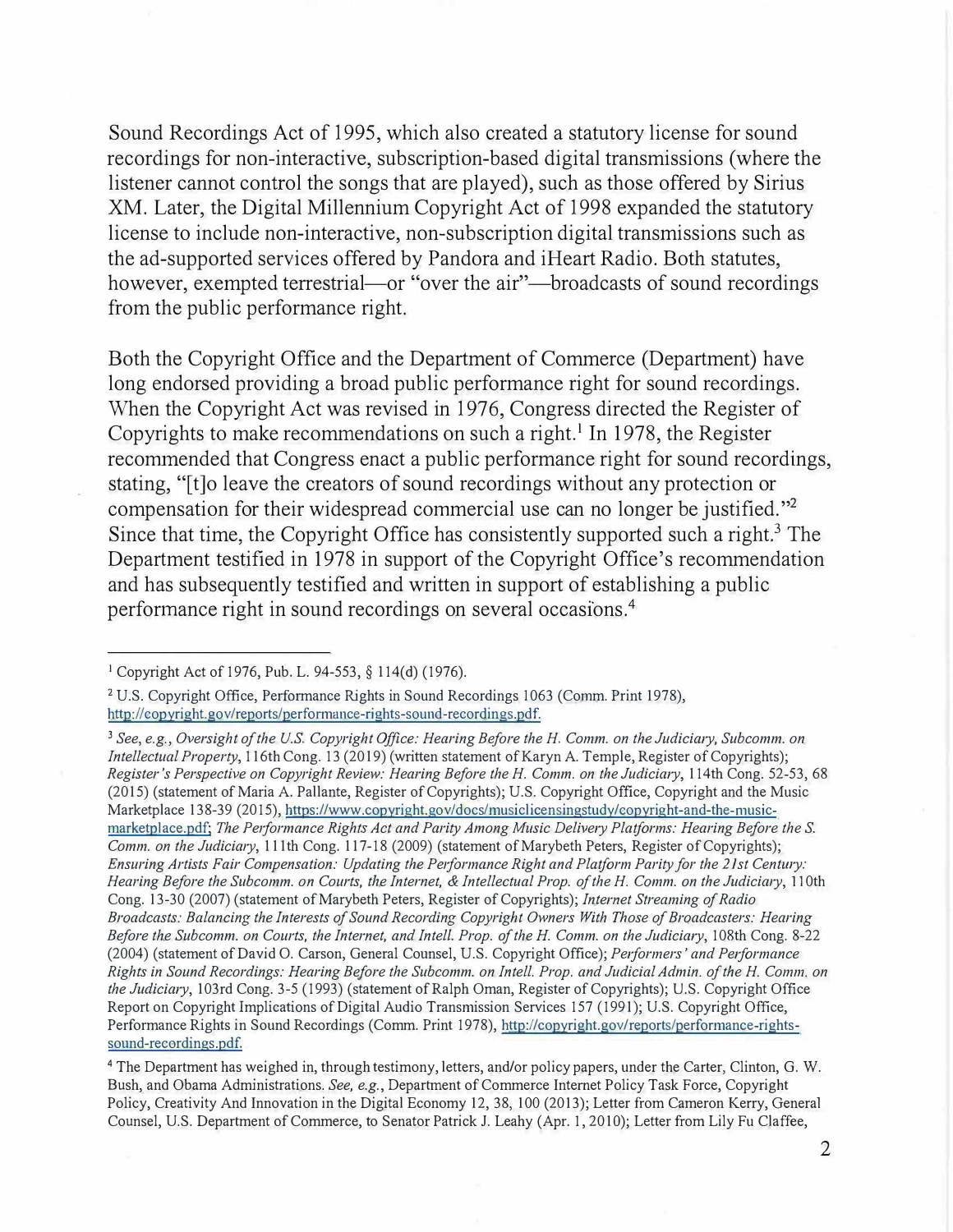Sound Recordings Act of 1995, which also created a statutory license for sound recordings for non-interactive, subscription-based digital transmissions (where the listener cannot control the songs that are played), such as those offered by Sirius XM. Later, the Digital Millennium Copyright Act of 1998 expanded the statutory license to include non-interactive, non-subscription digital transmissions such as the ad-supported services offered by Pandora and iHeart Radio. Both statutes, however, exempted terrestrial—or "over the air"—broadcasts of sound recordings from the public performance right.

Both the Copyright Office and the Department of Commerce (Department) have long endorsed providing a broad public performance right for sound recordings. When the Copyright Act was revised in 1976, Congress directed the Register of Copyrights to make recommendations on such a right.[1] In 1978, the Register recommended that Congress enact a public performance right for sound recordings, stating, "[t]o leave the creators of sound recordings without any protection or compensation for their widespread commercial use can no longer be justified."[2] Since that time, the Copyright Office has consistently supported such a right.[3] The Department testified in 1978 in support of the Copyright Office's recommendation and has subsequently testified and written in support of establishing a public performance right in sound recordings on several occasions.[4]

---

[1] Copyright Act of 1976, Pub. L. 94-553, § 114(d) (1976).

[2] U.S. Copyright Office, Performance Rights in Sound Recordings 1063 (Comm. Print 1978), http://copyright.gov/reports/performance-rights-sound-recordings.pdf.

[3] *See, e.g.*, *Oversight of the U.S. Copyright Office: Hearing Before the H. Comm. on the Judiciary, Subcomm. on Intellectual Property*, 116th Cong. 13 (2019) (written statement of Karyn A. Temple, Register of Copyrights); *Register's Perspective on Copyright Review: Hearing Before the H. Comm. on the Judiciary*, 114th Cong. 52-53, 68 (2015) (statement of Maria A. Pallante, Register of Copyrights); U.S. Copyright Office, Copyright and the Music Marketplace 138-39 (2015), https://www.copyright.gov/docs/musiclicensingstudy/copyright-and-the-music-marketplace.pdf; *The Performance Rights Act and Parity Among Music Delivery Platforms: Hearing Before the S. Comm. on the Judiciary*, 111th Cong. 117-18 (2009) (statement of Marybeth Peters, Register of Copyrights); *Ensuring Artists Fair Compensation: Updating the Performance Right and Platform Parity for the 21st Century: Hearing Before the Subcomm. on Courts, the Internet, & Intellectual Prop. of the H. Comm. on the Judiciary*, 110th Cong. 13-30 (2007) (statement of Marybeth Peters, Register of Copyrights); *Internet Streaming of Radio Broadcasts: Balancing the Interests of Sound Recording Copyright Owners With Those of Broadcasters: Hearing Before the Subcomm. on Courts, the Internet, and Intell. Prop. of the H. Comm. on the Judiciary*, 108th Cong. 8-22 (2004) (statement of David O. Carson, General Counsel, U.S. Copyright Office); *Performers' and Performance Rights in Sound Recordings: Hearing Before the Subcomm. on Intell. Prop. and Judicial Admin. of the H. Comm. on the Judiciary*, 103rd Cong. 3-5 (1993) (statement of Ralph Oman, Register of Copyrights); U.S. Copyright Office Report on Copyright Implications of Digital Audio Transmission Services 157 (1991); U.S. Copyright Office, Performance Rights in Sound Recordings (Comm. Print 1978), http://copyright.gov/reports/performance-rights-sound-recordings.pdf.

[4] The Department has weighed in, through testimony, letters, and/or policy papers, under the Carter, Clinton, G. W. Bush, and Obama Administrations. *See, e.g.*, Department of Commerce Internet Policy Task Force, Copyright Policy, Creativity And Innovation in the Digital Economy 12, 38, 100 (2013); Letter from Cameron Kerry, General Counsel, U.S. Department of Commerce, to Senator Patrick J. Leahy (Apr. 1, 2010); Letter from Lily Fu Claffee,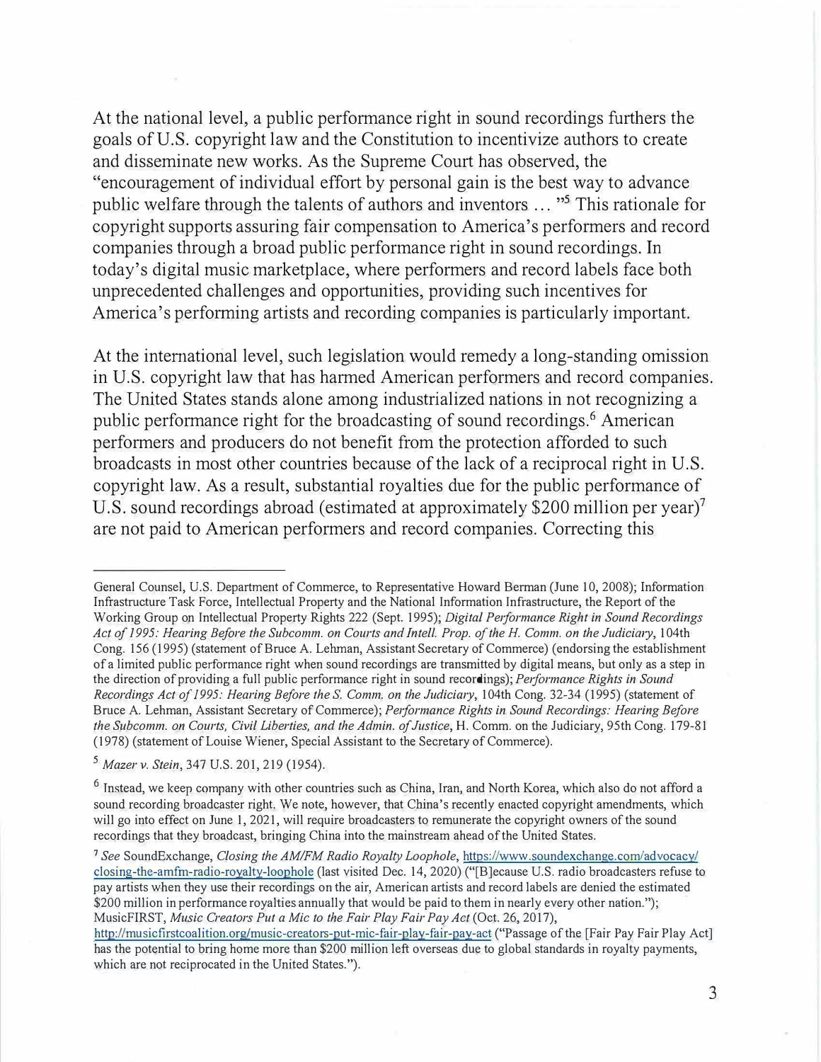At the national level, a public performance right in sound recordings furthers the goals of U.S. copyright law and the Constitution to incentivize authors to create and disseminate new works. As the Supreme Court has observed, the "encouragement of individual effort by personal gain is the best way to advance public welfare through the talents of authors and inventors ... "[5] This rationale for copyright supports assuring fair compensation to America's performers and record companies through a broad public performance right in sound recordings. In today's digital music marketplace, where performers and record labels face both unprecedented challenges and opportunities, providing such incentives for America's performing artists and recording companies is particularly important.

At the international level, such legislation would remedy a long-standing omission in U.S. copyright law that has harmed American performers and record companies. The United States stands alone among industrialized nations in not recognizing a public performance right for the broadcasting of sound recordings.[6] American performers and producers do not benefit from the protection afforded to such broadcasts in most other countries because of the lack of a reciprocal right in U.S. copyright law. As a result, substantial royalties due for the public performance of U.S. sound recordings abroad (estimated at approximately $200 million per year)[7] are not paid to American performers and record companies. Correcting this

---

General Counsel, U.S. Department of Commerce, to Representative Howard Berman (June 10, 2008); Information Infrastructure Task Force, Intellectual Property and the National Information Infrastructure, the Report of the Working Group on Intellectual Property Rights 222 (Sept. 1995); *Digital Performance Right in Sound Recordings Act of 1995: Hearing Before the Subcomm. on Courts and Intell. Prop. of the H. Comm. on the Judiciary*, 104th Cong. 156 (1995) (statement of Bruce A. Lehman, Assistant Secretary of Commerce) (endorsing the establishment of a limited public performance right when sound recordings are transmitted by digital means, but only as a step in the direction of providing a full public performance right in sound recordings); *Performance Rights in Sound Recordings Act of 1995: Hearing Before the S. Comm. on the Judiciary*, 104th Cong. 32-34 (1995) (statement of Bruce A. Lehman, Assistant Secretary of Commerce); *Performance Rights in Sound Recordings: Hearing Before the Subcomm. on Courts, Civil Liberties, and the Admin. of Justice*, H. Comm. on the Judiciary, 95th Cong. 179-81 (1978) (statement of Louise Wiener, Special Assistant to the Secretary of Commerce).

[5] *Mazer v. Stein*, 347 U.S. 201, 219 (1954).

[6] Instead, we keep company with other countries such as China, Iran, and North Korea, which also do not afford a sound recording broadcaster right. We note, however, that China's recently enacted copyright amendments, which will go into effect on June 1, 2021, will require broadcasters to remunerate the copyright owners of the sound recordings that they broadcast, bringing China into the mainstream ahead of the United States.

[7] *See* SoundExchange, *Closing the AM/FM Radio Royalty Loophole*, https://www.soundexchange.com/advocacy/closing-the-amfm-radio-royalty-loophole (last visited Dec. 14, 2020) ("[B]ecause U.S. radio broadcasters refuse to pay artists when they use their recordings on the air, American artists and record labels are denied the estimated $200 million in performance royalties annually that would be paid to them in nearly every other nation."); MusicFIRST, *Music Creators Put a Mic to the Fair Play Fair Pay Act* (Oct. 26, 2017), http://musicfirstcoalition.org/music-creators-put-mic-fair-play-fair-pay-act ("Passage of the [Fair Pay Fair Play Act] has the potential to bring home more than $200 million left overseas due to global standards in royalty payments, which are not reciprocated in the United States.").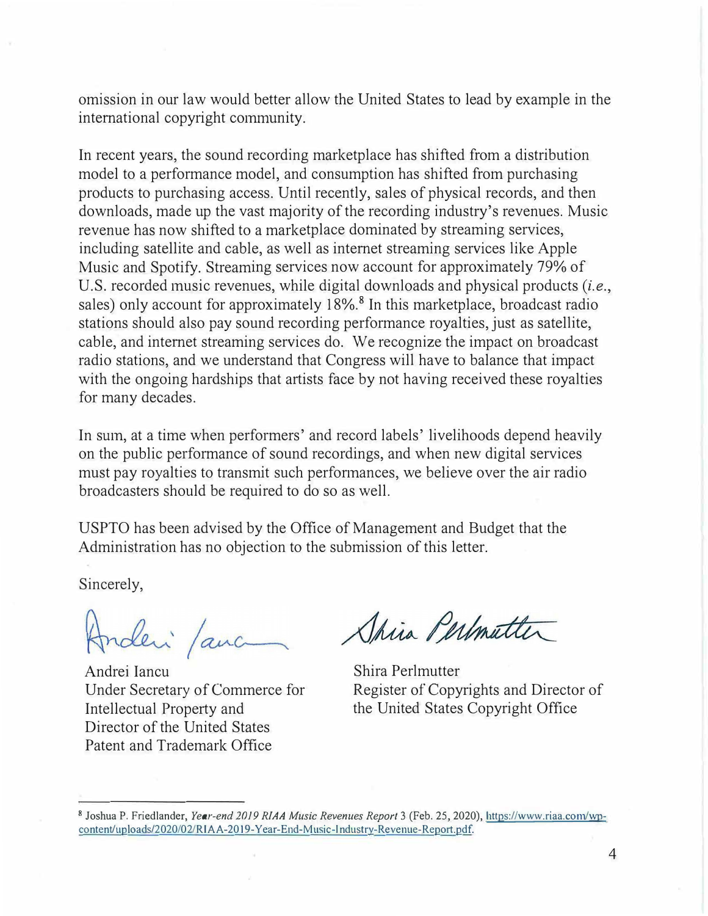omission in our law would better allow the United States to lead by example in the international copyright community.

In recent years, the sound recording marketplace has shifted from a distribution model to a performance model, and consumption has shifted from purchasing products to purchasing access. Until recently, sales of physical records, and then downloads, made up the vast majority of the recording industry's revenues. Music revenue has now shifted to a marketplace dominated by streaming services, including satellite and cable, as well as internet streaming services like Apple Music and Spotify. Streaming services now account for approximately 79% of U.S. recorded music revenues, while digital downloads and physical products (*i.e.*, sales) only account for approximately 18%.[8] In this marketplace, broadcast radio stations should also pay sound recording performance royalties, just as satellite, cable, and internet streaming services do. We recognize the impact on broadcast radio stations, and we understand that Congress will have to balance that impact with the ongoing hardships that artists face by not having received these royalties for many decades.

In sum, at a time when performers' and record labels' livelihoods depend heavily on the public performance of sound recordings, and when new digital services must pay royalties to transmit such performances, we believe over the air radio broadcasters should be required to do so as well.

USPTO has been advised by the Office of Management and Budget that the Administration has no objection to the submission of this letter.

Sincerely,

Andrei Iancu
Under Secretary of Commerce for Intellectual Property and Director of the United States Patent and Trademark Office

Shira Perlmutter
Register of Copyrights and Director of the United States Copyright Office

---

[8] Joshua P. Friedlander, *Year-end 2019 RIAA Music Revenues Report* 3 (Feb. 25, 2020), https://www.riaa.com/wp-content/uploads/2020/02/RIAA-2019-Year-End-Music-Industry-Revenue-Report.pdf.